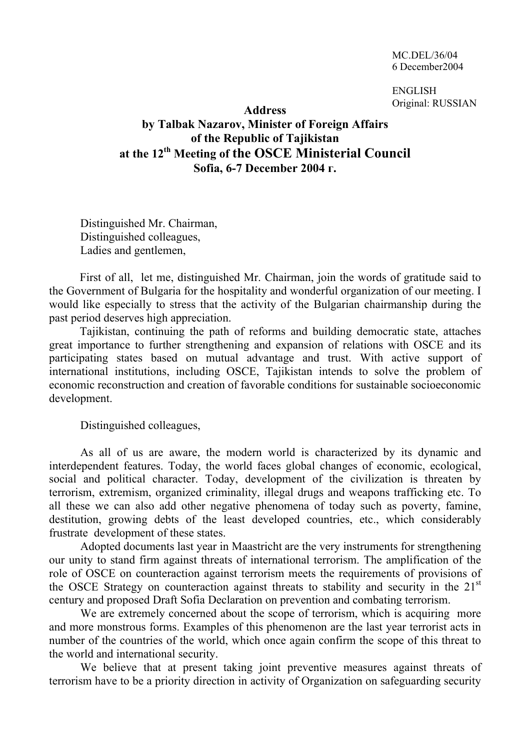MC.DEL/36/04
6 December2004

ENGLISH
Original: RUSSIAN

**Address**
**by Talbak Nazarov, Minister of Foreign Affairs**
**of the Republic of Tajikistan**
**at the 12th Meeting of the OSCE Ministerial Council**
**Sofia, 6-7 December 2004 г.**

Distinguished Mr. Chairman,
Distinguished colleagues,
Ladies and gentlemen,

First of all, let me, distinguished Mr. Chairman, join the words of gratitude said to the Government of Bulgaria for the hospitality and wonderful organization of our meeting. I would like especially to stress that the activity of the Bulgarian chairmanship during the past period deserves high appreciation.

Tajikistan, continuing the path of reforms and building democratic state, attaches great importance to further strengthening and expansion of relations with OSCE and its participating states based on mutual advantage and trust. With active support of international institutions, including OSCE, Tajikistan intends to solve the problem of economic reconstruction and creation of favorable conditions for sustainable socioeconomic development.

Distinguished colleagues,

As all of us are aware, the modern world is characterized by its dynamic and interdependent features. Today, the world faces global changes of economic, ecological, social and political character. Today, development of the civilization is threaten by terrorism, extremism, organized criminality, illegal drugs and weapons trafficking etc. To all these we can also add other negative phenomena of today such as poverty, famine, destitution, growing debts of the least developed countries, etc., which considerably frustrate development of these states.

Adopted documents last year in Maastricht are the very instruments for strengthening our unity to stand firm against threats of international terrorism. The amplification of the role of OSCE on counteraction against terrorism meets the requirements of provisions of the OSCE Strategy on counteraction against threats to stability and security in the 21st century and proposed Draft Sofia Declaration on prevention and combating terrorism.

We are extremely concerned about the scope of terrorism, which is acquiring more and more monstrous forms. Examples of this phenomenon are the last year terrorist acts in number of the countries of the world, which once again confirm the scope of this threat to the world and international security.

We believe that at present taking joint preventive measures against threats of terrorism have to be a priority direction in activity of Organization on safeguarding security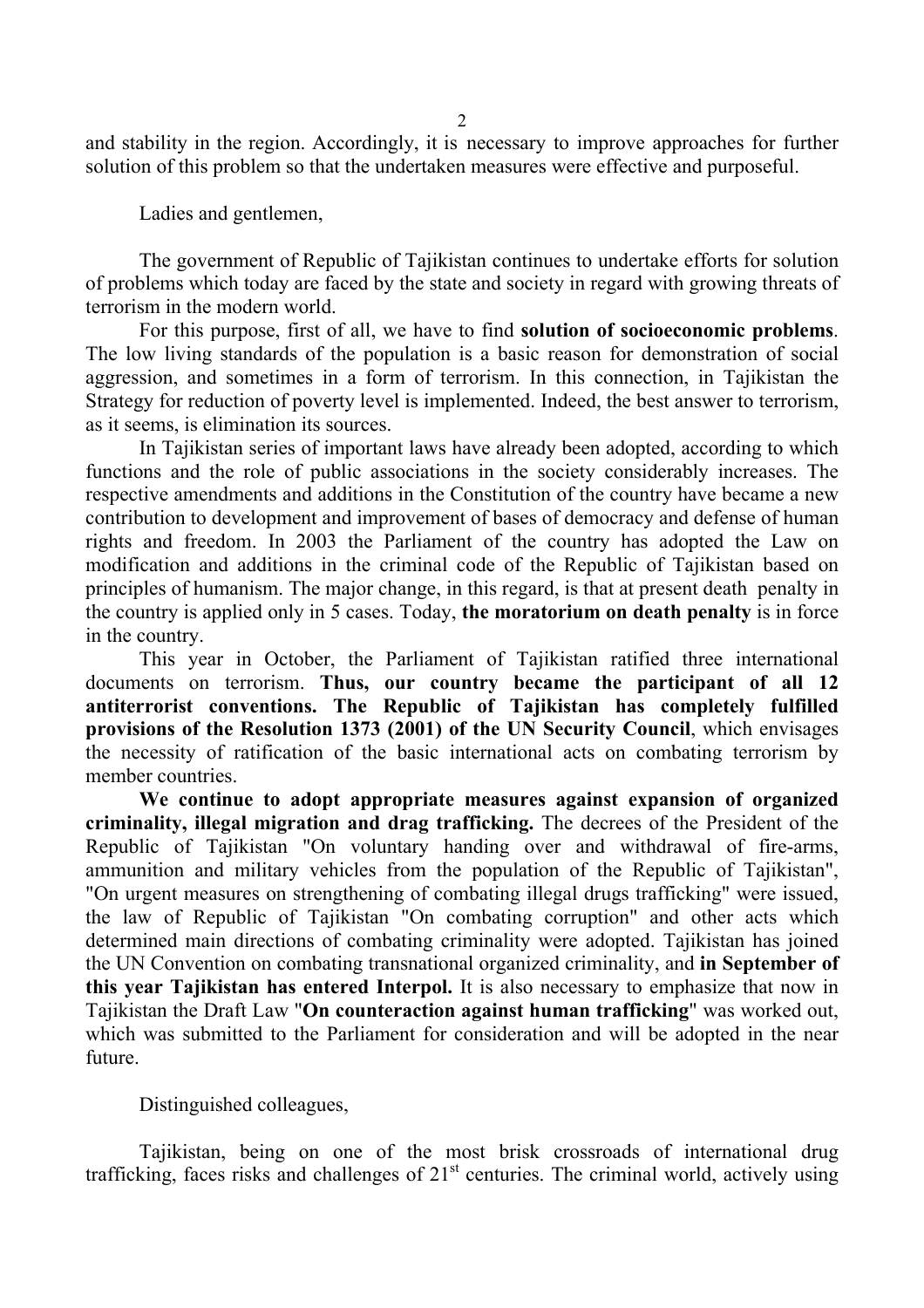and stability in the region. Accordingly, it is necessary to improve approaches for further solution of this problem so that the undertaken measures were effective and purposeful.

Ladies and gentlemen,

The government of Republic of Tajikistan continues to undertake efforts for solution of problems which today are faced by the state and society in regard with growing threats of terrorism in the modern world.

For this purpose, first of all, we have to find **solution of socioeconomic problems**. The low living standards of the population is a basic reason for demonstration of social aggression, and sometimes in a form of terrorism. In this connection, in Tajikistan the Strategy for reduction of poverty level is implemented. Indeed, the best answer to terrorism, as it seems, is elimination its sources.

In Tajikistan series of important laws have already been adopted, according to which functions and the role of public associations in the society considerably increases. The respective amendments and additions in the Constitution of the country have became a new contribution to development and improvement of bases of democracy and defense of human rights and freedom. In 2003 the Parliament of the country has adopted the Law on modification and additions in the criminal code of the Republic of Tajikistan based on principles of humanism. The major change, in this regard, is that at present death penalty in the country is applied only in 5 cases. Today, **the moratorium on death penalty** is in force in the country.

This year in October, the Parliament of Tajikistan ratified three international documents on terrorism. **Thus, our country became the participant of all 12 antiterrorist conventions. The Republic of Tajikistan has completely fulfilled provisions of the Resolution 1373 (2001) of the UN Security Council**, which envisages the necessity of ratification of the basic international acts on combating terrorism by member countries.

**We continue to adopt appropriate measures against expansion of organized criminality, illegal migration and drag trafficking.** The decrees of the President of the Republic of Tajikistan "On voluntary handing over and withdrawal of fire-arms, ammunition and military vehicles from the population of the Republic of Tajikistan", "On urgent measures on strengthening of combating illegal drugs trafficking" were issued, the law of Republic of Tajikistan "On combating corruption" and other acts which determined main directions of combating criminality were adopted. Tajikistan has joined the UN Convention on combating transnational organized criminality, and **in September of this year Tajikistan has entered Interpol.** It is also necessary to emphasize that now in Tajikistan the Draft Law "**On counteraction against human trafficking**" was worked out, which was submitted to the Parliament for consideration and will be adopted in the near future.

Distinguished colleagues,

Tajikistan, being on one of the most brisk crossroads of international drug trafficking, faces risks and challenges of 21st centuries. The criminal world, actively using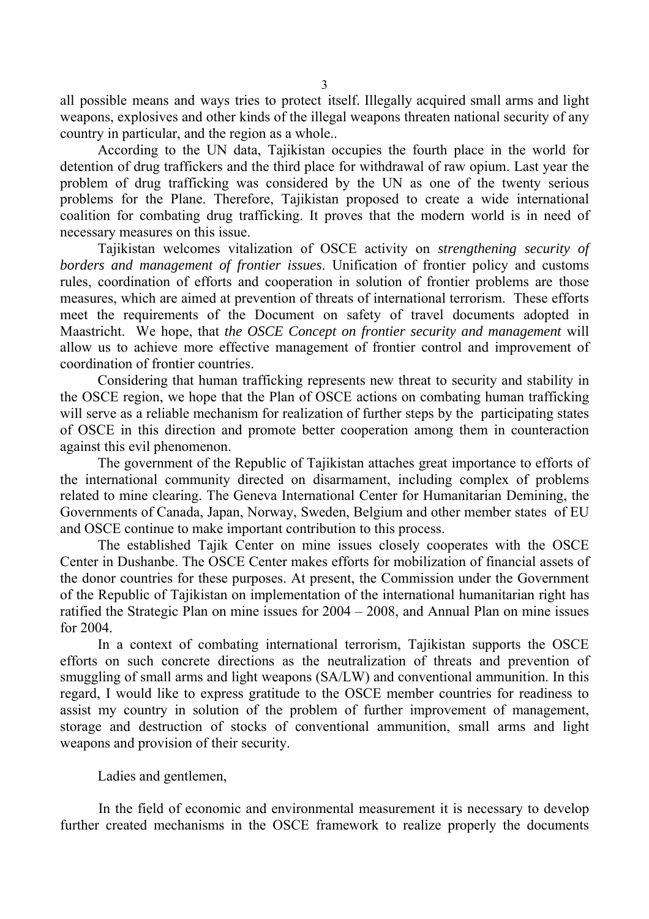all possible means and ways tries to protect itself. Illegally acquired small arms and light weapons, explosives and other kinds of the illegal weapons threaten national security of any country in particular, and the region as a whole..

According to the UN data, Tajikistan occupies the fourth place in the world for detention of drug traffickers and the third place for withdrawal of raw opium. Last year the problem of drug trafficking was considered by the UN as one of the twenty serious problems for the Plane. Therefore, Tajikistan proposed to create a wide international coalition for combating drug trafficking. It proves that the modern world is in need of necessary measures on this issue.

Tajikistan welcomes vitalization of OSCE activity on *strengthening security of borders and management of frontier issues*. Unification of frontier policy and customs rules, coordination of efforts and cooperation in solution of frontier problems are those measures, which are aimed at prevention of threats of international terrorism. These efforts meet the requirements of the Document on safety of travel documents adopted in Maastricht. We hope, that *the OSCE Concept on frontier security and management* will allow us to achieve more effective management of frontier control and improvement of coordination of frontier countries.

Considering that human trafficking represents new threat to security and stability in the OSCE region, we hope that the Plan of OSCE actions on combating human trafficking will serve as a reliable mechanism for realization of further steps by the participating states of OSCE in this direction and promote better cooperation among them in counteraction against this evil phenomenon.

The government of the Republic of Tajikistan attaches great importance to efforts of the international community directed on disarmament, including complex of problems related to mine clearing. The Geneva International Center for Humanitarian Demining, the Governments of Canada, Japan, Norway, Sweden, Belgium and other member states of EU and OSCE continue to make important contribution to this process.

The established Tajik Center on mine issues closely cooperates with the OSCE Center in Dushanbe. The OSCE Center makes efforts for mobilization of financial assets of the donor countries for these purposes. At present, the Commission under the Government of the Republic of Tajikistan on implementation of the international humanitarian right has ratified the Strategic Plan on mine issues for 2004 – 2008, and Annual Plan on mine issues for 2004.

In a context of combating international terrorism, Tajikistan supports the OSCE efforts on such concrete directions as the neutralization of threats and prevention of smuggling of small arms and light weapons (SA/LW) and conventional ammunition. In this regard, I would like to express gratitude to the OSCE member countries for readiness to assist my country in solution of the problem of further improvement of management, storage and destruction of stocks of conventional ammunition, small arms and light weapons and provision of their security.

Ladies and gentlemen,

In the field of economic and environmental measurement it is necessary to develop further created mechanisms in the OSCE framework to realize properly the documents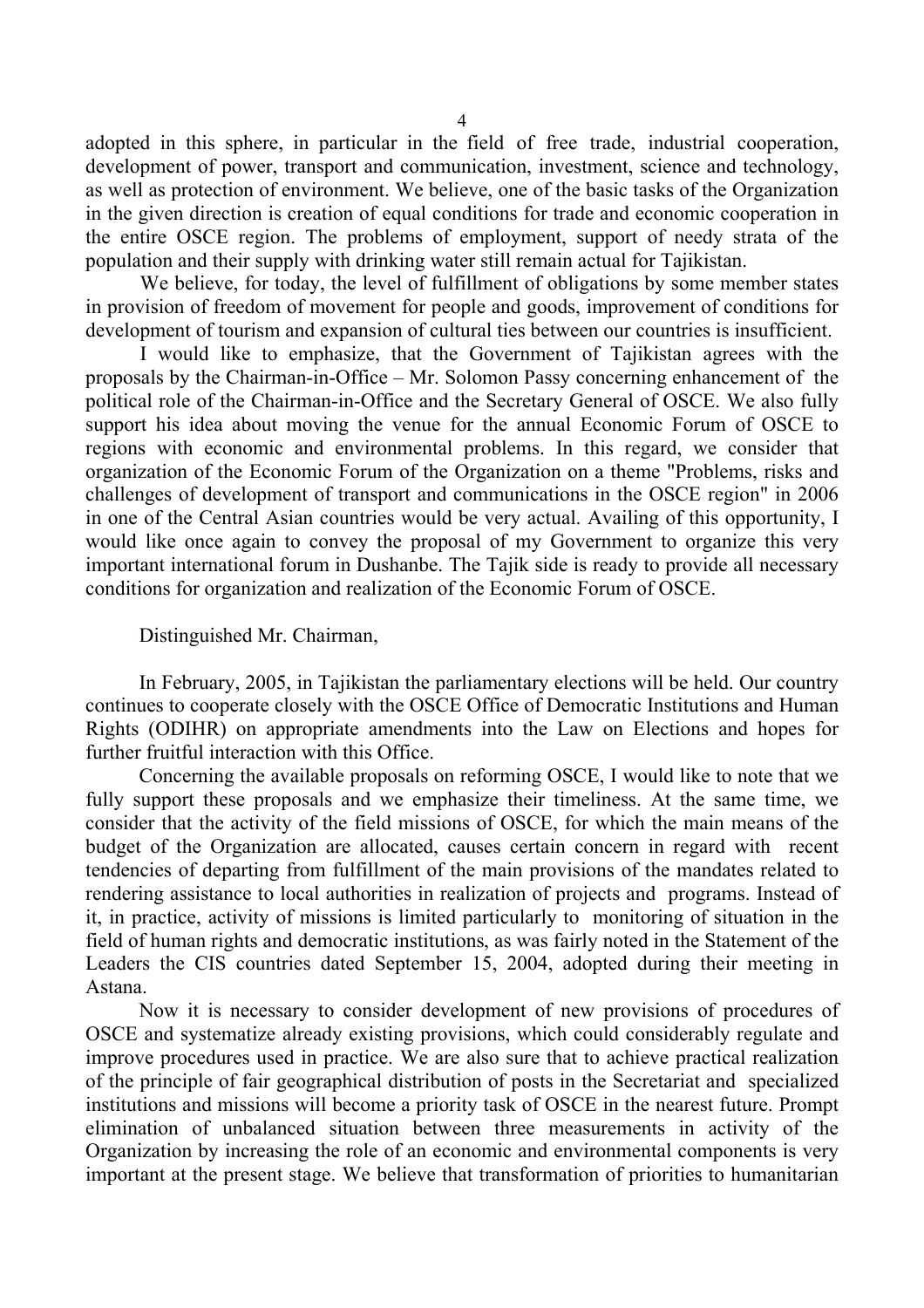adopted in this sphere, in particular in the field of free trade, industrial cooperation, development of power, transport and communication, investment, science and technology, as well as protection of environment. We believe, one of the basic tasks of the Organization in the given direction is creation of equal conditions for trade and economic cooperation in the entire OSCE region. The problems of employment, support of needy strata of the population and their supply with drinking water still remain actual for Tajikistan.

We believe, for today, the level of fulfillment of obligations by some member states in provision of freedom of movement for people and goods, improvement of conditions for development of tourism and expansion of cultural ties between our countries is insufficient.

I would like to emphasize, that the Government of Tajikistan agrees with the proposals by the Chairman-in-Office – Mr. Solomon Passy concerning enhancement of the political role of the Chairman-in-Office and the Secretary General of OSCE. We also fully support his idea about moving the venue for the annual Economic Forum of OSCE to regions with economic and environmental problems. In this regard, we consider that organization of the Economic Forum of the Organization on a theme "Problems, risks and challenges of development of transport and communications in the OSCE region" in 2006 in one of the Central Asian countries would be very actual. Availing of this opportunity, I would like once again to convey the proposal of my Government to organize this very important international forum in Dushanbe. The Tajik side is ready to provide all necessary conditions for organization and realization of the Economic Forum of OSCE.

Distinguished Mr. Chairman,

In February, 2005, in Tajikistan the parliamentary elections will be held. Our country continues to cooperate closely with the OSCE Office of Democratic Institutions and Human Rights (ODIHR) on appropriate amendments into the Law on Elections and hopes for further fruitful interaction with this Office.

Concerning the available proposals on reforming OSCE, I would like to note that we fully support these proposals and we emphasize their timeliness. At the same time, we consider that the activity of the field missions of OSCE, for which the main means of the budget of the Organization are allocated, causes certain concern in regard with recent tendencies of departing from fulfillment of the main provisions of the mandates related to rendering assistance to local authorities in realization of projects and programs. Instead of it, in practice, activity of missions is limited particularly to monitoring of situation in the field of human rights and democratic institutions, as was fairly noted in the Statement of the Leaders the CIS countries dated September 15, 2004, adopted during their meeting in Astana.

Now it is necessary to consider development of new provisions of procedures of OSCE and systematize already existing provisions, which could considerably regulate and improve procedures used in practice. We are also sure that to achieve practical realization of the principle of fair geographical distribution of posts in the Secretariat and specialized institutions and missions will become a priority task of OSCE in the nearest future. Prompt elimination of unbalanced situation between three measurements in activity of the Organization by increasing the role of an economic and environmental components is very important at the present stage. We believe that transformation of priorities to humanitarian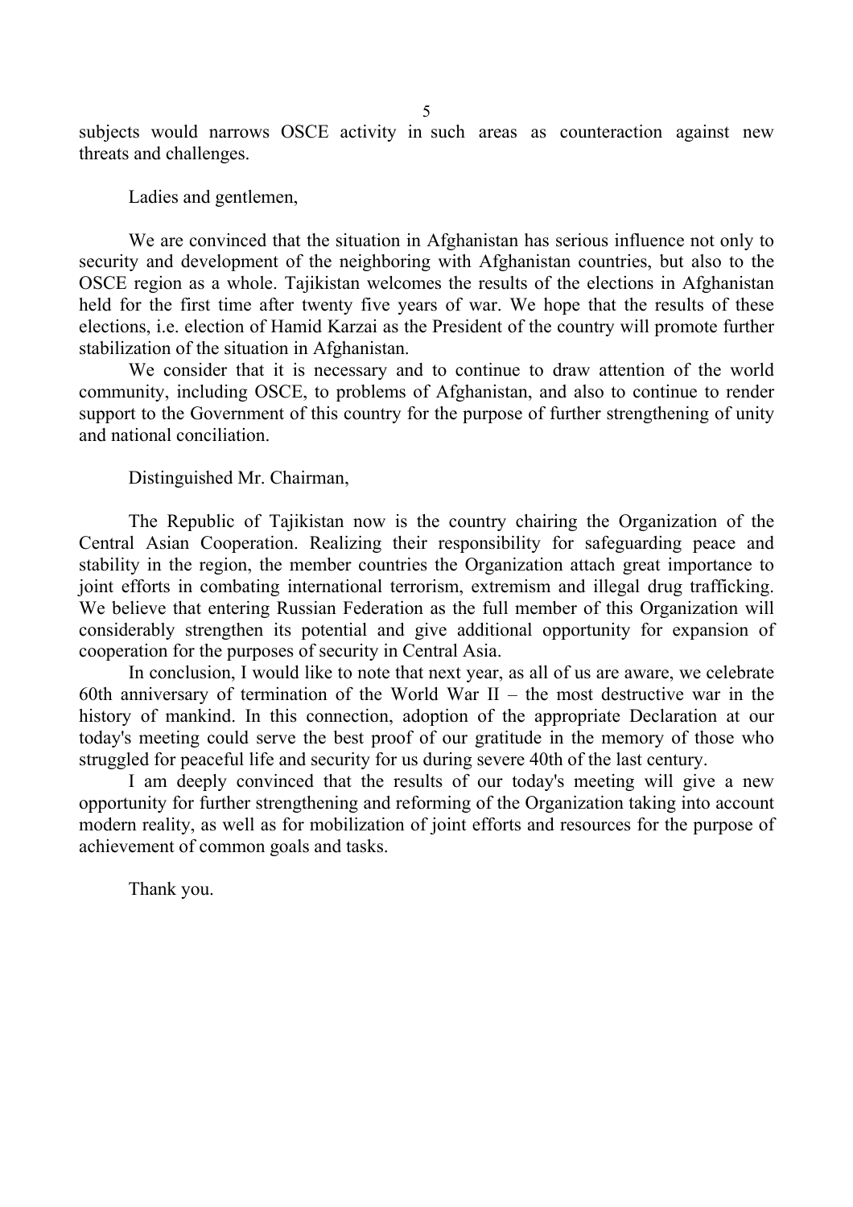subjects would narrows OSCE activity in such areas as counteraction against new threats and challenges.

Ladies and gentlemen,

We are convinced that the situation in Afghanistan has serious influence not only to security and development of the neighboring with Afghanistan countries, but also to the OSCE region as a whole. Tajikistan welcomes the results of the elections in Afghanistan held for the first time after twenty five years of war. We hope that the results of these elections, i.e. election of Hamid Karzai as the President of the country will promote further stabilization of the situation in Afghanistan.

We consider that it is necessary and to continue to draw attention of the world community, including OSCE, to problems of Afghanistan, and also to continue to render support to the Government of this country for the purpose of further strengthening of unity and national conciliation.

Distinguished Mr. Chairman,

The Republic of Tajikistan now is the country chairing the Organization of the Central Asian Cooperation. Realizing their responsibility for safeguarding peace and stability in the region, the member countries the Organization attach great importance to joint efforts in combating international terrorism, extremism and illegal drug trafficking. We believe that entering Russian Federation as the full member of this Organization will considerably strengthen its potential and give additional opportunity for expansion of cooperation for the purposes of security in Central Asia.

In conclusion, I would like to note that next year, as all of us are aware, we celebrate 60th anniversary of termination of the World War II – the most destructive war in the history of mankind. In this connection, adoption of the appropriate Declaration at our today's meeting could serve the best proof of our gratitude in the memory of those who struggled for peaceful life and security for us during severe 40th of the last century.

I am deeply convinced that the results of our today's meeting will give a new opportunity for further strengthening and reforming of the Organization taking into account modern reality, as well as for mobilization of joint efforts and resources for the purpose of achievement of common goals and tasks.

Thank you.